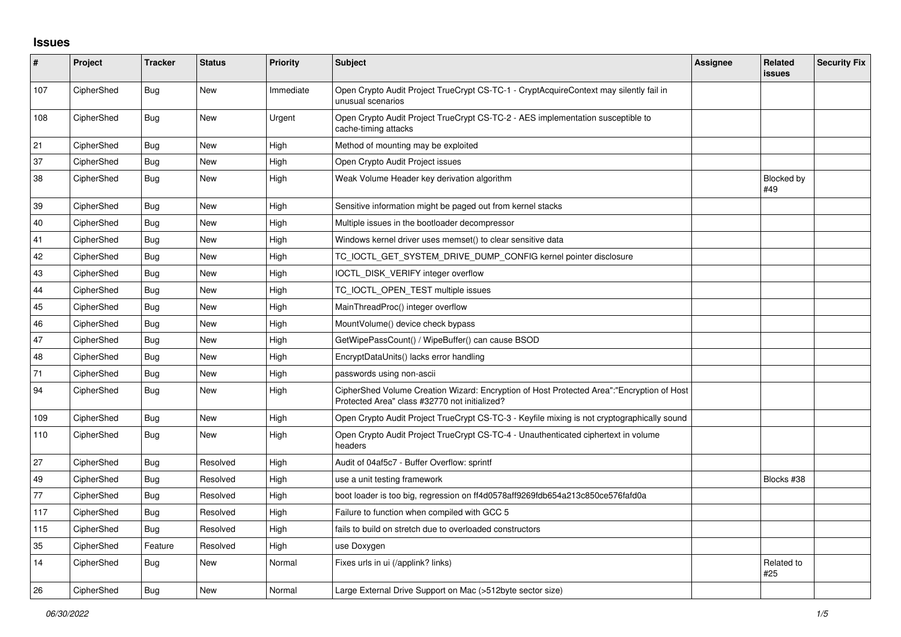## Issues

| # | Project | Tracker | Status | Priority | Subject | Assignee | Related issues | Security Fix |
|---|---|---|---|---|---|---|---|---|
| 107 | CipherShed | Bug | New | Immediate | Open Crypto Audit Project TrueCrypt CS-TC-1 - CryptAcquireContext may silently fail in unusual scenarios | | | |
| 108 | CipherShed | Bug | New | Urgent | Open Crypto Audit Project TrueCrypt CS-TC-2 - AES implementation susceptible to cache-timing attacks | | | |
| 21 | CipherShed | Bug | New | High | Method of mounting may be exploited | | | |
| 37 | CipherShed | Bug | New | High | Open Crypto Audit Project issues | | | |
| 38 | CipherShed | Bug | New | High | Weak Volume Header key derivation algorithm | | Blocked by #49 | |
| 39 | CipherShed | Bug | New | High | Sensitive information might be paged out from kernel stacks | | | |
| 40 | CipherShed | Bug | New | High | Multiple issues in the bootloader decompressor | | | |
| 41 | CipherShed | Bug | New | High | Windows kernel driver uses memset() to clear sensitive data | | | |
| 42 | CipherShed | Bug | New | High | TC_IOCTL_GET_SYSTEM_DRIVE_DUMP_CONFIG kernel pointer disclosure | | | |
| 43 | CipherShed | Bug | New | High | IOCTL_DISK_VERIFY integer overflow | | | |
| 44 | CipherShed | Bug | New | High | TC_IOCTL_OPEN_TEST multiple issues | | | |
| 45 | CipherShed | Bug | New | High | MainThreadProc() integer overflow | | | |
| 46 | CipherShed | Bug | New | High | MountVolume() device check bypass | | | |
| 47 | CipherShed | Bug | New | High | GetWipePassCount() / WipeBuffer() can cause BSOD | | | |
| 48 | CipherShed | Bug | New | High | EncryptDataUnits() lacks error handling | | | |
| 71 | CipherShed | Bug | New | High | passwords using non-ascii | | | |
| 94 | CipherShed | Bug | New | High | CipherShed Volume Creation Wizard: Encryption of Host Protected Area":"Encryption of Host Protected Area" class #32770 not initialized? | | | |
| 109 | CipherShed | Bug | New | High | Open Crypto Audit Project TrueCrypt CS-TC-3 - Keyfile mixing is not cryptographically sound | | | |
| 110 | CipherShed | Bug | New | High | Open Crypto Audit Project TrueCrypt CS-TC-4 - Unauthenticated ciphertext in volume headers | | | |
| 27 | CipherShed | Bug | Resolved | High | Audit of 04af5c7 - Buffer Overflow: sprintf | | | |
| 49 | CipherShed | Bug | Resolved | High | use a unit testing framework | | Blocks #38 | |
| 77 | CipherShed | Bug | Resolved | High | boot loader is too big, regression on ff4d0578aff9269fdb654a213c850ce576fafd0a | | | |
| 117 | CipherShed | Bug | Resolved | High | Failure to function when compiled with GCC 5 | | | |
| 115 | CipherShed | Bug | Resolved | High | fails to build on stretch due to overloaded constructors | | | |
| 35 | CipherShed | Feature | Resolved | High | use Doxygen | | | |
| 14 | CipherShed | Bug | New | Normal | Fixes urls in ui (/applink? links) | | Related to #25 | |
| 26 | CipherShed | Bug | New | Normal | Large External Drive Support on Mac (>512byte sector size) | | | |

*06/30/2022*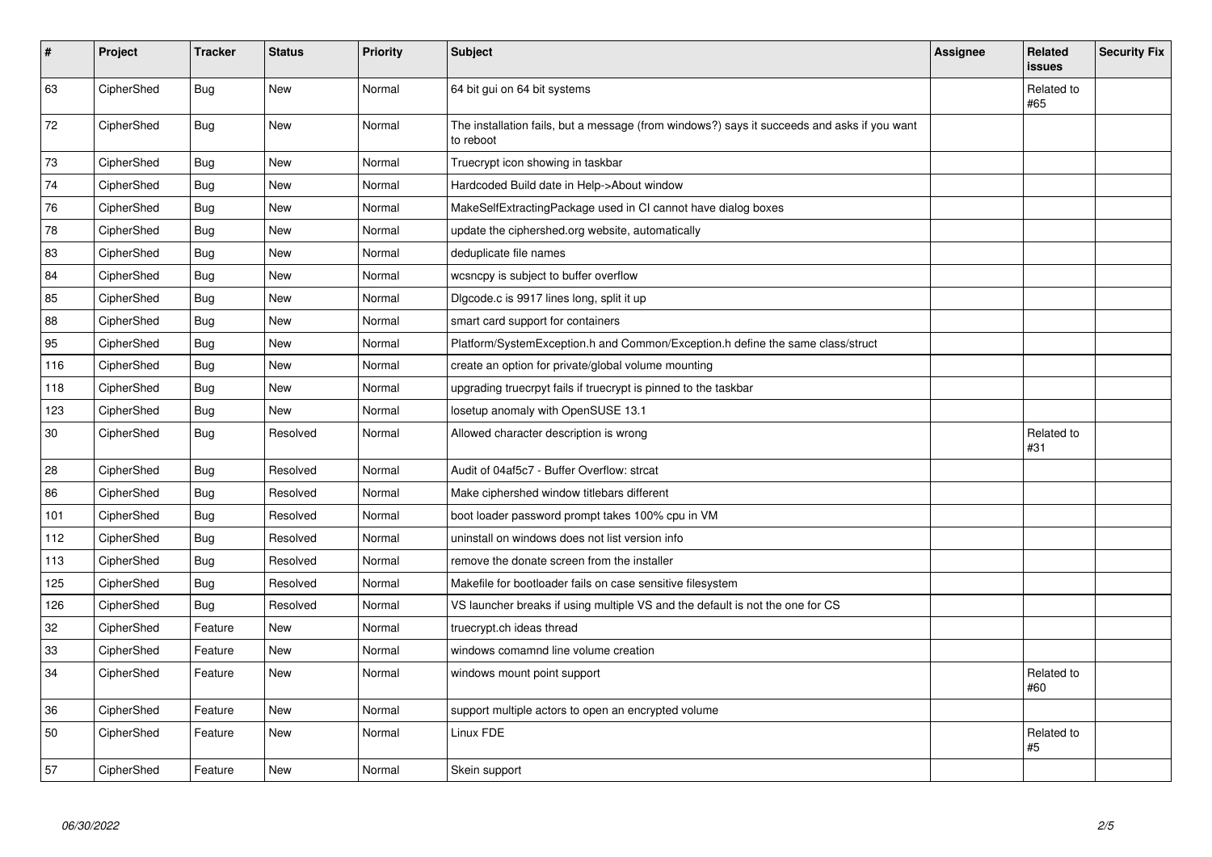| # | Project | Tracker | Status | Priority | Subject | Assignee | Related issues | Security Fix |
|---|---|---|---|---|---|---|---|---|
| 63 | CipherShed | Bug | New | Normal | 64 bit gui on 64 bit systems | | Related to #65 | |
| 72 | CipherShed | Bug | New | Normal | The installation fails, but a message (from windows?) says it succeeds and asks if you want to reboot | | | |
| 73 | CipherShed | Bug | New | Normal | Truecrypt icon showing in taskbar | | | |
| 74 | CipherShed | Bug | New | Normal | Hardcoded Build date in Help->About window | | | |
| 76 | CipherShed | Bug | New | Normal | MakeSelfExtractingPackage used in CI cannot have dialog boxes | | | |
| 78 | CipherShed | Bug | New | Normal | update the ciphershed.org website, automatically | | | |
| 83 | CipherShed | Bug | New | Normal | deduplicate file names | | | |
| 84 | CipherShed | Bug | New | Normal | wcsncpy is subject to buffer overflow | | | |
| 85 | CipherShed | Bug | New | Normal | Dlgcode.c is 9917 lines long, split it up | | | |
| 88 | CipherShed | Bug | New | Normal | smart card support for containers | | | |
| 95 | CipherShed | Bug | New | Normal | Platform/SystemException.h and Common/Exception.h define the same class/struct | | | |
| 116 | CipherShed | Bug | New | Normal | create an option for private/global volume mounting | | | |
| 118 | CipherShed | Bug | New | Normal | upgrading truecrpyt fails if truecrypt is pinned to the taskbar | | | |
| 123 | CipherShed | Bug | New | Normal | losetup anomaly with OpenSUSE 13.1 | | | |
| 30 | CipherShed | Bug | Resolved | Normal | Allowed character description is wrong | | Related to #31 | |
| 28 | CipherShed | Bug | Resolved | Normal | Audit of 04af5c7 - Buffer Overflow: strcat | | | |
| 86 | CipherShed | Bug | Resolved | Normal | Make ciphershed window titlebars different | | | |
| 101 | CipherShed | Bug | Resolved | Normal | boot loader password prompt takes 100% cpu in VM | | | |
| 112 | CipherShed | Bug | Resolved | Normal | uninstall on windows does not list version info | | | |
| 113 | CipherShed | Bug | Resolved | Normal | remove the donate screen from the installer | | | |
| 125 | CipherShed | Bug | Resolved | Normal | Makefile for bootloader fails on case sensitive filesystem | | | |
| 126 | CipherShed | Bug | Resolved | Normal | VS launcher breaks if using multiple VS and the default is not the one for CS | | | |
| 32 | CipherShed | Feature | New | Normal | truecrypt.ch ideas thread | | | |
| 33 | CipherShed | Feature | New | Normal | windows comamnd line volume creation | | | |
| 34 | CipherShed | Feature | New | Normal | windows mount point support | | Related to #60 | |
| 36 | CipherShed | Feature | New | Normal | support multiple actors to open an encrypted volume | | | |
| 50 | CipherShed | Feature | New | Normal | Linux FDE | | Related to #5 | |
| 57 | CipherShed | Feature | New | Normal | Skein support | | | |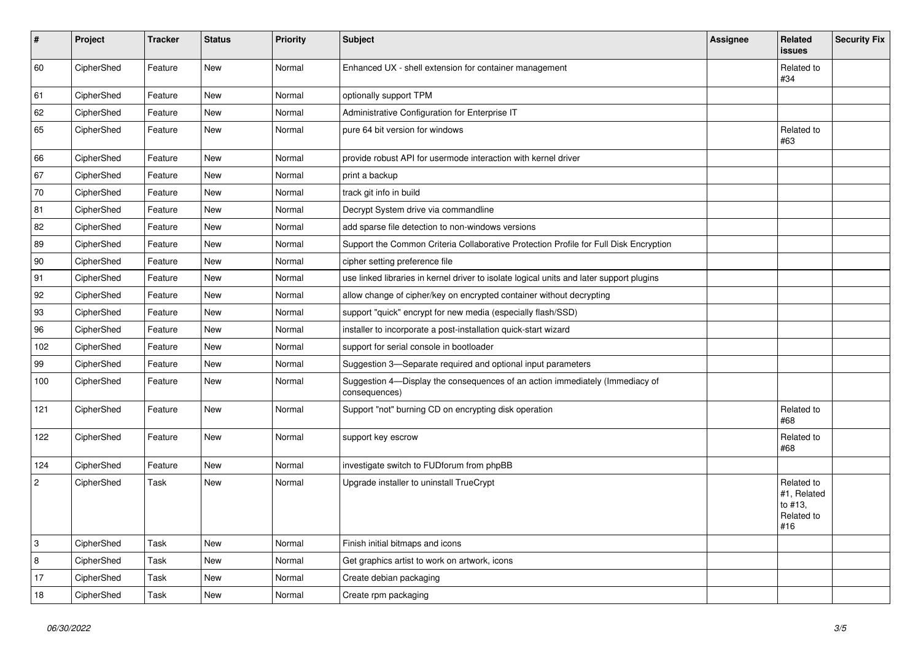| # | Project | Tracker | Status | Priority | Subject | Assignee | Related issues | Security Fix |
|---|---|---|---|---|---|---|---|---|
| 60 | CipherShed | Feature | New | Normal | Enhanced UX - shell extension for container management | | Related to #34 | |
| 61 | CipherShed | Feature | New | Normal | optionally support TPM | | | |
| 62 | CipherShed | Feature | New | Normal | Administrative Configuration for Enterprise IT | | | |
| 65 | CipherShed | Feature | New | Normal | pure 64 bit version for windows | | Related to #63 | |
| 66 | CipherShed | Feature | New | Normal | provide robust API for usermode interaction with kernel driver | | | |
| 67 | CipherShed | Feature | New | Normal | print a backup | | | |
| 70 | CipherShed | Feature | New | Normal | track git info in build | | | |
| 81 | CipherShed | Feature | New | Normal | Decrypt System drive via commandline | | | |
| 82 | CipherShed | Feature | New | Normal | add sparse file detection to non-windows versions | | | |
| 89 | CipherShed | Feature | New | Normal | Support the Common Criteria Collaborative Protection Profile for Full Disk Encryption | | | |
| 90 | CipherShed | Feature | New | Normal | cipher setting preference file | | | |
| 91 | CipherShed | Feature | New | Normal | use linked libraries in kernel driver to isolate logical units and later support plugins | | | |
| 92 | CipherShed | Feature | New | Normal | allow change of cipher/key on encrypted container without decrypting | | | |
| 93 | CipherShed | Feature | New | Normal | support "quick" encrypt for new media (especially flash/SSD) | | | |
| 96 | CipherShed | Feature | New | Normal | installer to incorporate a post-installation quick-start wizard | | | |
| 102 | CipherShed | Feature | New | Normal | support for serial console in bootloader | | | |
| 99 | CipherShed | Feature | New | Normal | Suggestion 3—Separate required and optional input parameters | | | |
| 100 | CipherShed | Feature | New | Normal | Suggestion 4—Display the consequences of an action immediately (Immediacy of consequences) | | | |
| 121 | CipherShed | Feature | New | Normal | Support "not" burning CD on encrypting disk operation | | Related to #68 | |
| 122 | CipherShed | Feature | New | Normal | support key escrow | | Related to #68 | |
| 124 | CipherShed | Feature | New | Normal | investigate switch to FUDforum from phpBB | | | |
| 2 | CipherShed | Task | New | Normal | Upgrade installer to uninstall TrueCrypt | | Related to #1, Related to #13, Related to #16 | |
| 3 | CipherShed | Task | New | Normal | Finish initial bitmaps and icons | | | |
| 8 | CipherShed | Task | New | Normal | Get graphics artist to work on artwork, icons | | | |
| 17 | CipherShed | Task | New | Normal | Create debian packaging | | | |
| 18 | CipherShed | Task | New | Normal | Create rpm packaging | | | |

*06/30/2022*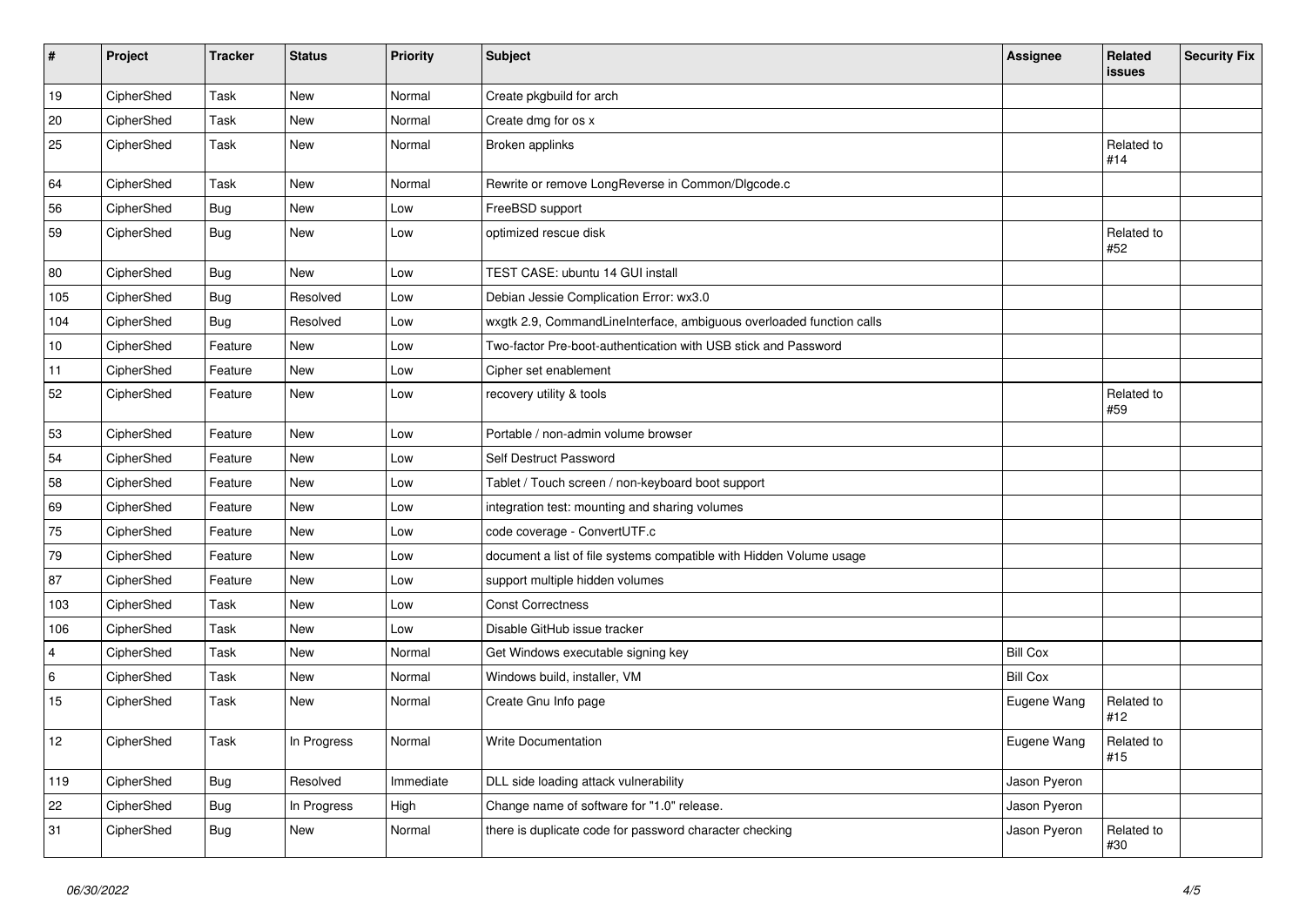| # | Project | Tracker | Status | Priority | Subject | Assignee | Related issues | Security Fix |
|---|---|---|---|---|---|---|---|---|
| 19 | CipherShed | Task | New | Normal | Create pkgbuild for arch | | | |
| 20 | CipherShed | Task | New | Normal | Create dmg for os x | | | |
| 25 | CipherShed | Task | New | Normal | Broken applinks | | Related to #14 | |
| 64 | CipherShed | Task | New | Normal | Rewrite or remove LongReverse in Common/Dlgcode.c | | | |
| 56 | CipherShed | Bug | New | Low | FreeBSD support | | | |
| 59 | CipherShed | Bug | New | Low | optimized rescue disk | | Related to #52 | |
| 80 | CipherShed | Bug | New | Low | TEST CASE: ubuntu 14 GUI install | | | |
| 105 | CipherShed | Bug | Resolved | Low | Debian Jessie Complication Error: wx3.0 | | | |
| 104 | CipherShed | Bug | Resolved | Low | wxgtk 2.9, CommandLineInterface, ambiguous overloaded function calls | | | |
| 10 | CipherShed | Feature | New | Low | Two-factor Pre-boot-authentication with USB stick and Password | | | |
| 11 | CipherShed | Feature | New | Low | Cipher set enablement | | | |
| 52 | CipherShed | Feature | New | Low | recovery utility & tools | | Related to #59 | |
| 53 | CipherShed | Feature | New | Low | Portable / non-admin volume browser | | | |
| 54 | CipherShed | Feature | New | Low | Self Destruct Password | | | |
| 58 | CipherShed | Feature | New | Low | Tablet / Touch screen / non-keyboard boot support | | | |
| 69 | CipherShed | Feature | New | Low | integration test: mounting and sharing volumes | | | |
| 75 | CipherShed | Feature | New | Low | code coverage - ConvertUTF.c | | | |
| 79 | CipherShed | Feature | New | Low | document a list of file systems compatible with Hidden Volume usage | | | |
| 87 | CipherShed | Feature | New | Low | support multiple hidden volumes | | | |
| 103 | CipherShed | Task | New | Low | Const Correctness | | | |
| 106 | CipherShed | Task | New | Low | Disable GitHub issue tracker | | | |
| 4 | CipherShed | Task | New | Normal | Get Windows executable signing key | Bill Cox | | |
| 6 | CipherShed | Task | New | Normal | Windows build, installer, VM | Bill Cox | | |
| 15 | CipherShed | Task | New | Normal | Create Gnu Info page | Eugene Wang | Related to #12 | |
| 12 | CipherShed | Task | In Progress | Normal | Write Documentation | Eugene Wang | Related to #15 | |
| 119 | CipherShed | Bug | Resolved | Immediate | DLL side loading attack vulnerability | Jason Pyeron | | |
| 22 | CipherShed | Bug | In Progress | High | Change name of software for "1.0" release. | Jason Pyeron | | |
| 31 | CipherShed | Bug | New | Normal | there is duplicate code for password character checking | Jason Pyeron | Related to #30 | |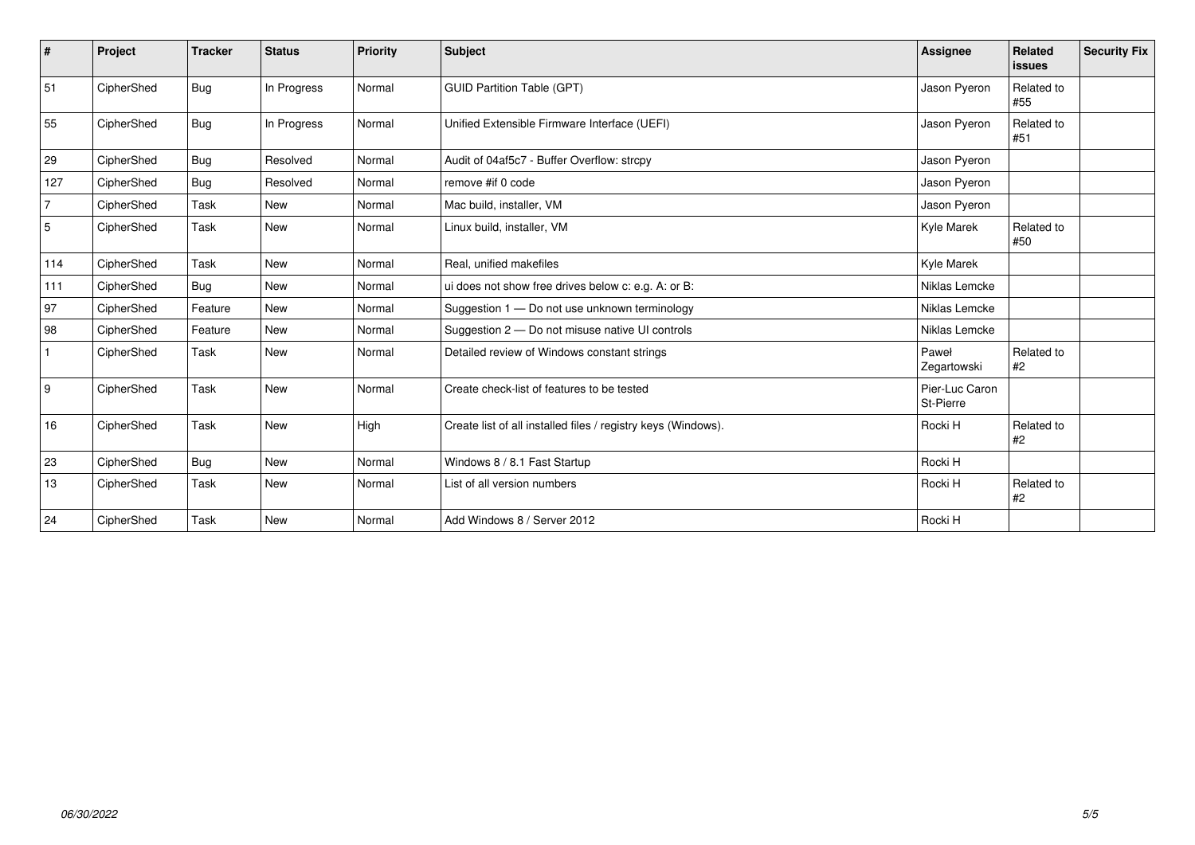| # | Project | Tracker | Status | Priority | Subject | Assignee | Related issues | Security Fix |
|---|---|---|---|---|---|---|---|---|
| 51 | CipherShed | Bug | In Progress | Normal | GUID Partition Table (GPT) | Jason Pyeron | Related to #55 | |
| 55 | CipherShed | Bug | In Progress | Normal | Unified Extensible Firmware Interface (UEFI) | Jason Pyeron | Related to #51 | |
| 29 | CipherShed | Bug | Resolved | Normal | Audit of 04af5c7 - Buffer Overflow: strcpy | Jason Pyeron | | |
| 127 | CipherShed | Bug | Resolved | Normal | remove #if 0 code | Jason Pyeron | | |
| 7 | CipherShed | Task | New | Normal | Mac build, installer, VM | Jason Pyeron | | |
| 5 | CipherShed | Task | New | Normal | Linux build, installer, VM | Kyle Marek | Related to #50 | |
| 114 | CipherShed | Task | New | Normal | Real, unified makefiles | Kyle Marek | | |
| 111 | CipherShed | Bug | New | Normal | ui does not show free drives below c: e.g. A: or B: | Niklas Lemcke | | |
| 97 | CipherShed | Feature | New | Normal | Suggestion 1 — Do not use unknown terminology | Niklas Lemcke | | |
| 98 | CipherShed | Feature | New | Normal | Suggestion 2 — Do not misuse native UI controls | Niklas Lemcke | | |
| 1 | CipherShed | Task | New | Normal | Detailed review of Windows constant strings | Paweł Zegartowski | Related to #2 | |
| 9 | CipherShed | Task | New | Normal | Create check-list of features to be tested | Pier-Luc Caron St-Pierre | | |
| 16 | CipherShed | Task | New | High | Create list of all installed files / registry keys (Windows). | Rocki H | Related to #2 | |
| 23 | CipherShed | Bug | New | Normal | Windows 8 / 8.1 Fast Startup | Rocki H | | |
| 13 | CipherShed | Task | New | Normal | List of all version numbers | Rocki H | Related to #2 | |
| 24 | CipherShed | Task | New | Normal | Add Windows 8 / Server 2012 | Rocki H | | |

*06/30/2022*